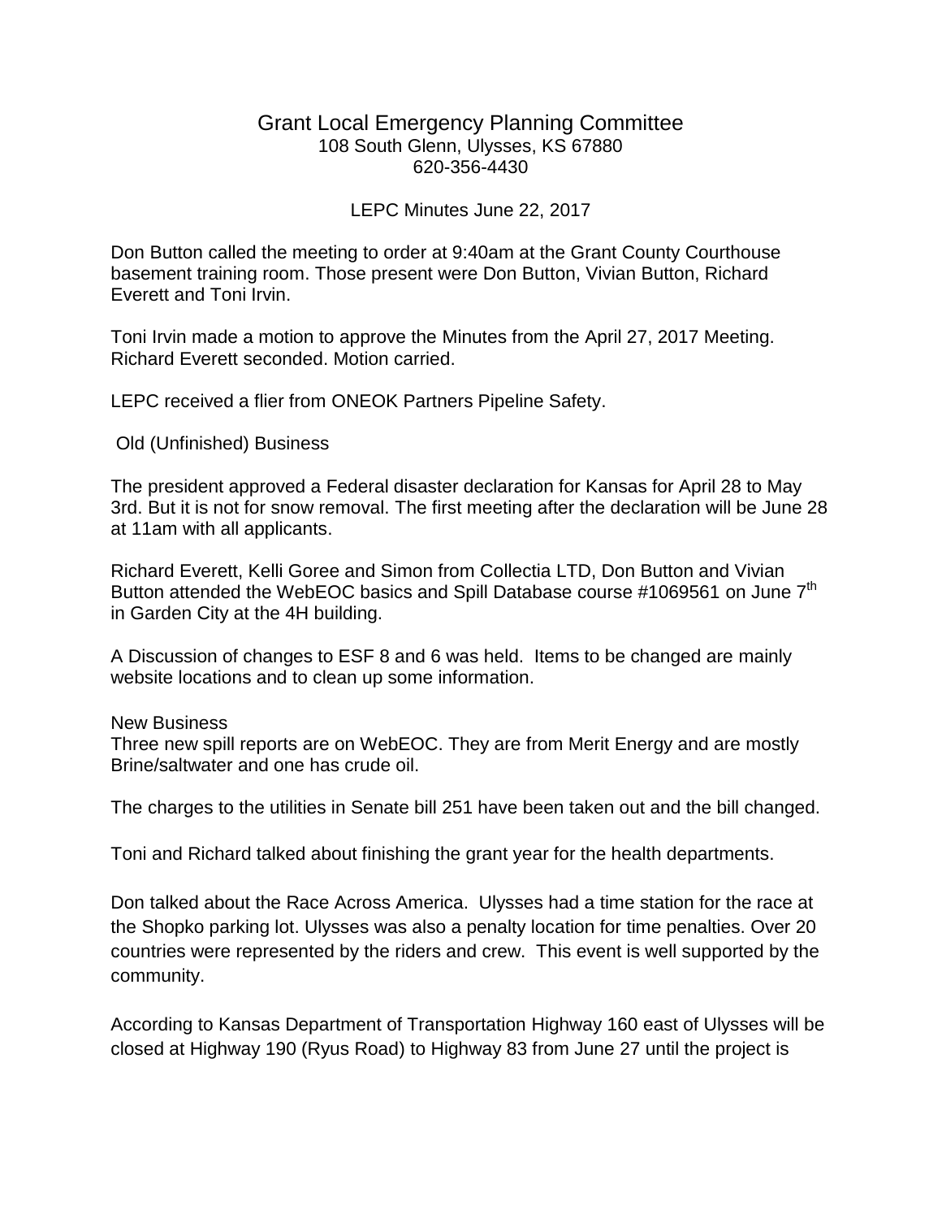# Grant Local Emergency Planning Committee

108 South Glenn, Ulysses, KS 67880
620-356-4430

LEPC Minutes June 22, 2017

Don Button called the meeting to order at 9:40am at the Grant County Courthouse basement training room. Those present were Don Button, Vivian Button, Richard Everett and Toni Irvin.

Toni Irvin made a motion to approve the Minutes from the April 27, 2017 Meeting. Richard Everett seconded. Motion carried.

LEPC received a flier from ONEOK Partners Pipeline Safety.

Old (Unfinished) Business

The president approved a Federal disaster declaration for Kansas for April 28 to May 3rd. But it is not for snow removal. The first meeting after the declaration will be June 28 at 11am with all applicants.

Richard Everett, Kelli Goree and Simon from Collectia LTD, Don Button and Vivian Button attended the WebEOC basics and Spill Database course #1069561 on June 7th in Garden City at the 4H building.

A Discussion of changes to ESF 8 and 6 was held. Items to be changed are mainly website locations and to clean up some information.

New Business

Three new spill reports are on WebEOC. They are from Merit Energy and are mostly Brine/saltwater and one has crude oil.

The charges to the utilities in Senate bill 251 have been taken out and the bill changed.

Toni and Richard talked about finishing the grant year for the health departments.

Don talked about the Race Across America. Ulysses had a time station for the race at the Shopko parking lot. Ulysses was also a penalty location for time penalties. Over 20 countries were represented by the riders and crew. This event is well supported by the community.

According to Kansas Department of Transportation Highway 160 east of Ulysses will be closed at Highway 190 (Ryus Road) to Highway 83 from June 27 until the project is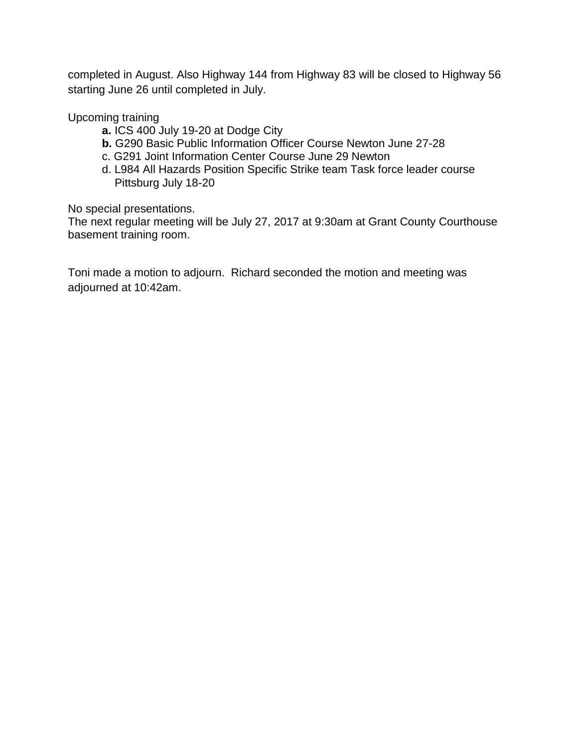completed in August. Also Highway 144 from Highway 83 will be closed to Highway 56 starting June 26 until completed in July.

Upcoming training

**a.** ICS 400 July 19-20 at Dodge City
**b.** G290 Basic Public Information Officer Course Newton June 27-28
c. G291 Joint Information Center Course June 29 Newton
d. L984 All Hazards Position Specific Strike team Task force leader course Pittsburg July 18-20

No special presentations.
The next regular meeting will be July 27, 2017 at 9:30am at Grant County Courthouse basement training room.

Toni made a motion to adjourn. Richard seconded the motion and meeting was adjourned at 10:42am.